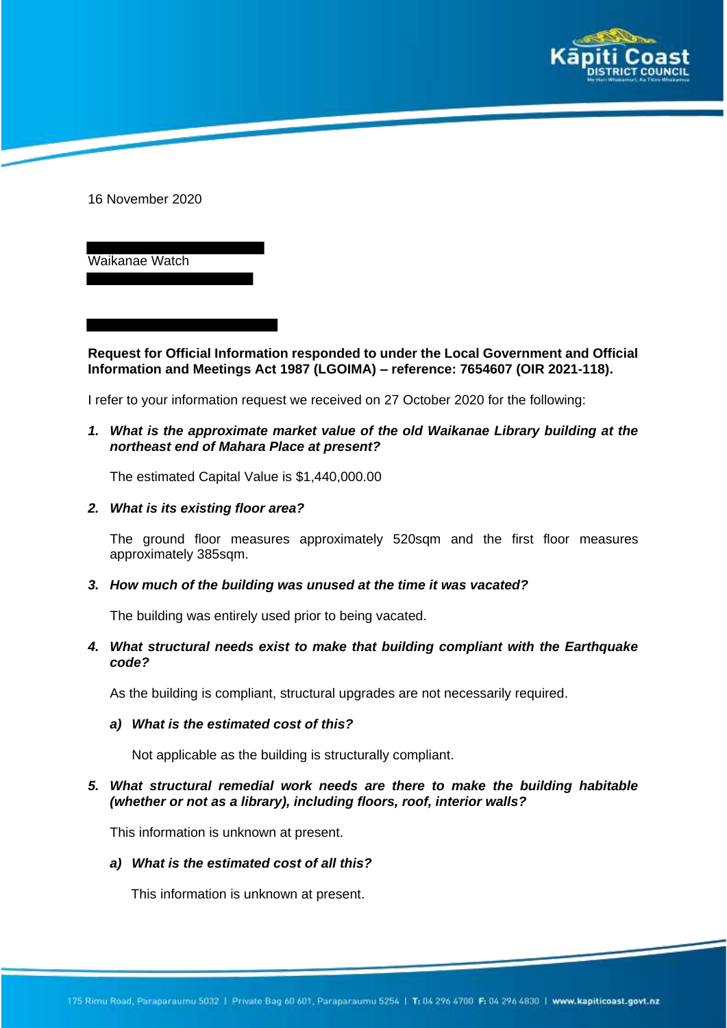16 November 2020

Waikanae Watch

**Request for Official Information responded to under the Local Government and Official Information and Meetings Act 1987 (LGOIMA) – reference: 7654607 (OIR 2021-118).**

I refer to your information request we received on 27 October 2020 for the following:

1. ***What is the approximate market value of the old Waikanae Library building at the northeast end of Mahara Place at present?***

   The estimated Capital Value is $1,440,000.00

2. ***What is its existing floor area?***

   The ground floor measures approximately 520sqm and the first floor measures approximately 385sqm.

3. ***How much of the building was unused at the time it was vacated?***

   The building was entirely used prior to being vacated.

4. ***What structural needs exist to make that building compliant with the Earthquake code?***

   As the building is compliant, structural upgrades are not necessarily required.

   a) ***What is the estimated cost of this?***

      Not applicable as the building is structurally compliant.

5. ***What structural remedial work needs are there to make the building habitable (whether or not as a library), including floors, roof, interior walls?***

   This information is unknown at present.

   a) ***What is the estimated cost of all this?***

      This information is unknown at present.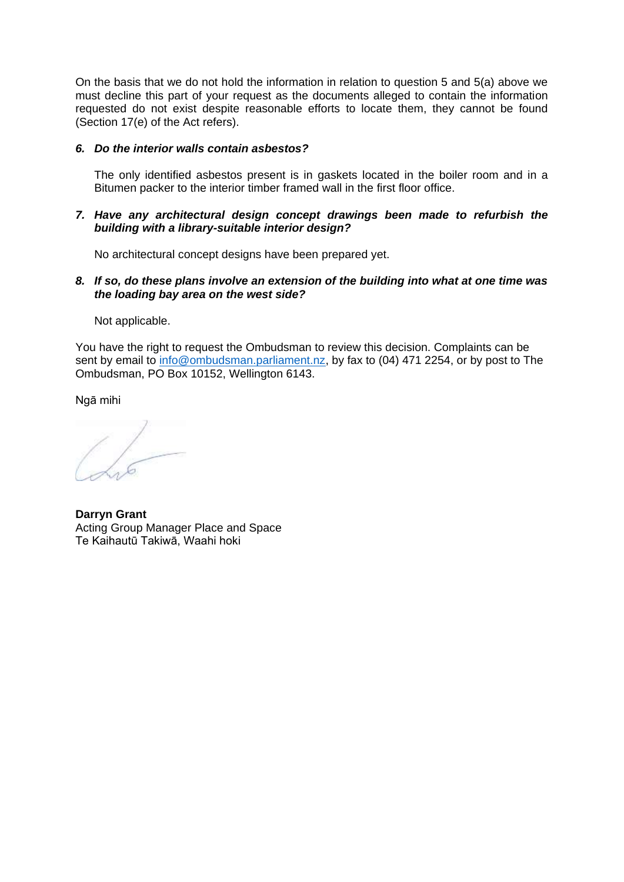On the basis that we do not hold the information in relation to question 5 and 5(a) above we must decline this part of your request as the documents alleged to contain the information requested do not exist despite reasonable efforts to locate them, they cannot be found (Section 17(e) of the Act refers).

6. ***Do the interior walls contain asbestos?***

   The only identified asbestos present is in gaskets located in the boiler room and in a Bitumen packer to the interior timber framed wall in the first floor office.

7. ***Have any architectural design concept drawings been made to refurbish the building with a library-suitable interior design?***

   No architectural concept designs have been prepared yet.

8. ***If so, do these plans involve an extension of the building into what at one time was the loading bay area on the west side?***

   Not applicable.

You have the right to request the Ombudsman to review this decision. Complaints can be sent by email to info@ombudsman.parliament.nz, by fax to (04) 471 2254, or by post to The Ombudsman, PO Box 10152, Wellington 6143.

Ngā mihi

**Darryn Grant**
Acting Group Manager Place and Space
Te Kaihautū Takiwā, Waahi hoki